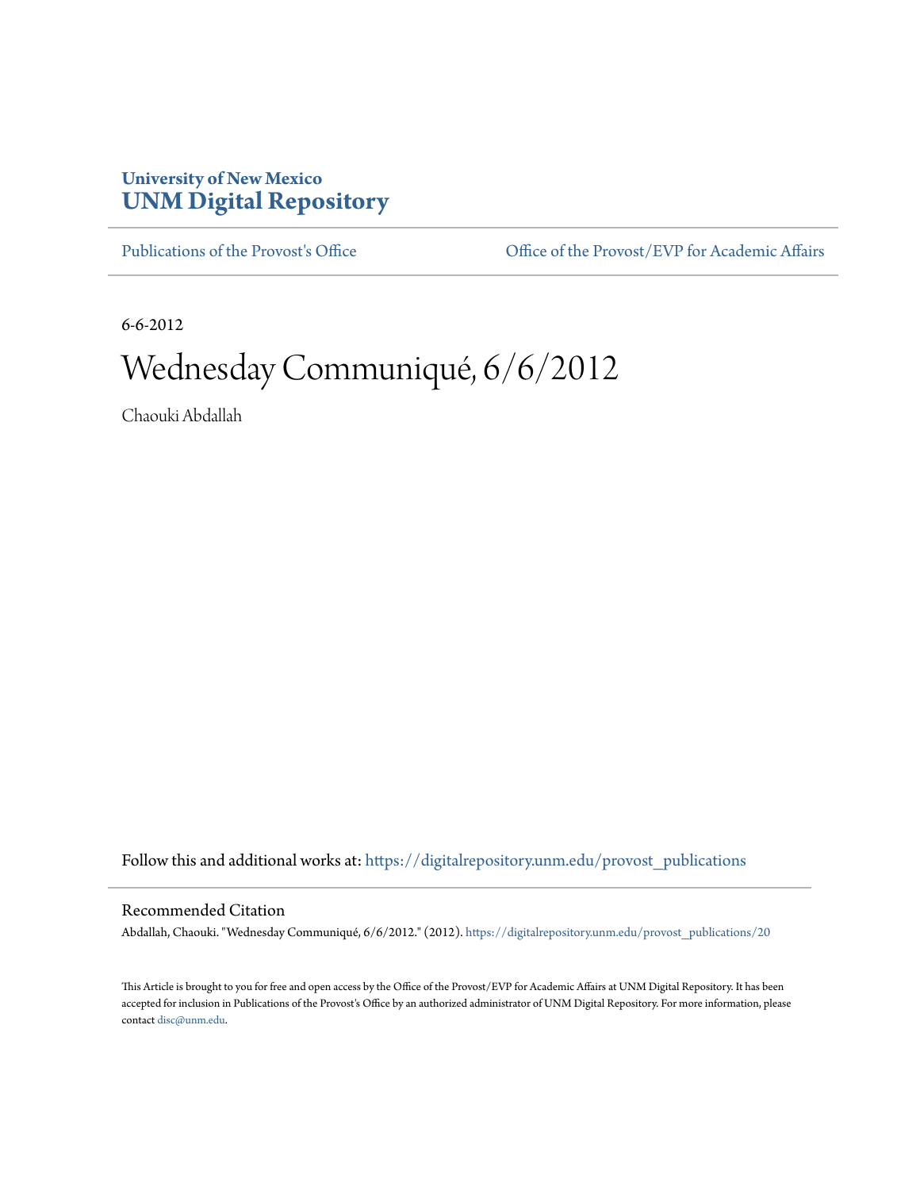**University of New Mexico**
**UNM Digital Repository**

Publications of the Provost's Office | Office of the Provost/EVP for Academic Affairs

6-6-2012

# Wednesday Communiqué, 6/6/2012

Chaouki Abdallah

Follow this and additional works at: https://digitalrepository.unm.edu/provost_publications

## Recommended Citation

Abdallah, Chaouki. "Wednesday Communiqué, 6/6/2012." (2012). https://digitalrepository.unm.edu/provost_publications/20

This Article is brought to you for free and open access by the Office of the Provost/EVP for Academic Affairs at UNM Digital Repository. It has been accepted for inclusion in Publications of the Provost's Office by an authorized administrator of UNM Digital Repository. For more information, please contact disc@unm.edu.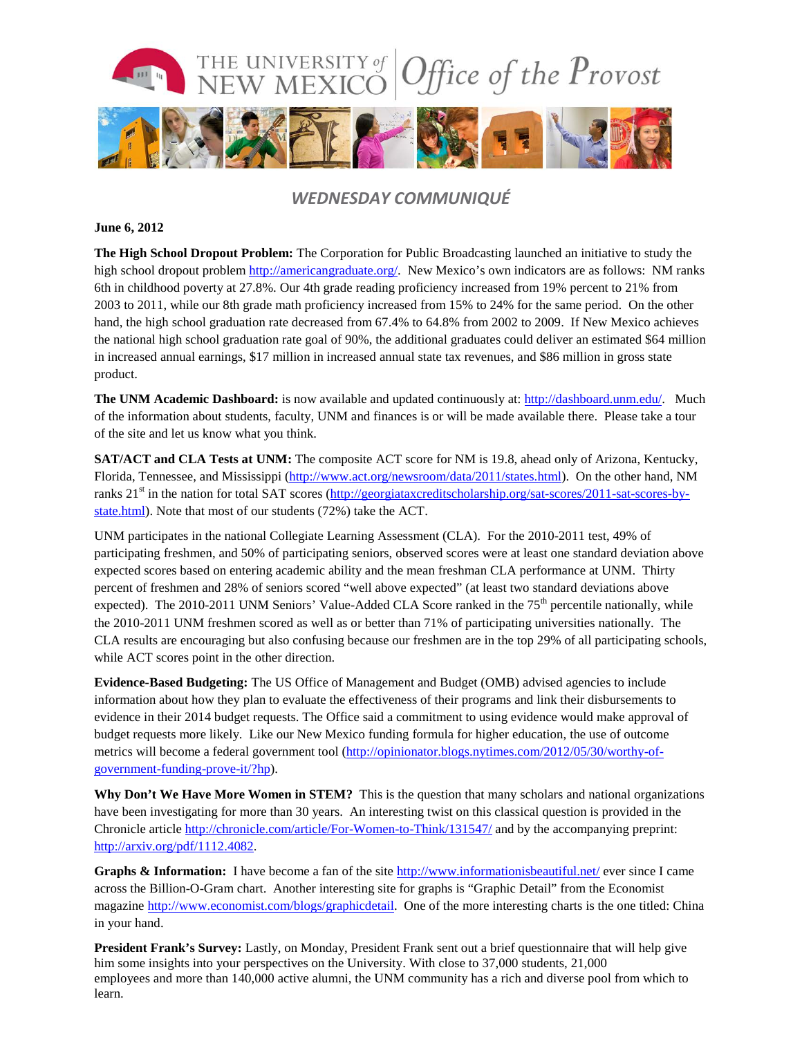THE UNIVERSITY of NEW MEXICO | Office of the Provost

## *WEDNESDAY COMMUNIQUÉ*

**June 6, 2012**

**The High School Dropout Problem:** The Corporation for Public Broadcasting launched an initiative to study the high school dropout problem http://americangraduate.org/. New Mexico's own indicators are as follows: NM ranks 6th in childhood poverty at 27.8%. Our 4th grade reading proficiency increased from 19% percent to 21% from 2003 to 2011, while our 8th grade math proficiency increased from 15% to 24% for the same period. On the other hand, the high school graduation rate decreased from 67.4% to 64.8% from 2002 to 2009. If New Mexico achieves the national high school graduation rate goal of 90%, the additional graduates could deliver an estimated $64 million in increased annual earnings, $17 million in increased annual state tax revenues, and $86 million in gross state product.

**The UNM Academic Dashboard:** is now available and updated continuously at: http://dashboard.unm.edu/. Much of the information about students, faculty, UNM and finances is or will be made available there. Please take a tour of the site and let us know what you think.

**SAT/ACT and CLA Tests at UNM:** The composite ACT score for NM is 19.8, ahead only of Arizona, Kentucky, Florida, Tennessee, and Mississippi (http://www.act.org/newsroom/data/2011/states.html). On the other hand, NM ranks 21st in the nation for total SAT scores (http://georgiataxcreditscholarship.org/sat-scores/2011-sat-scores-by-state.html). Note that most of our students (72%) take the ACT.

UNM participates in the national Collegiate Learning Assessment (CLA). For the 2010-2011 test, 49% of participating freshmen, and 50% of participating seniors, observed scores were at least one standard deviation above expected scores based on entering academic ability and the mean freshman CLA performance at UNM. Thirty percent of freshmen and 28% of seniors scored "well above expected" (at least two standard deviations above expected). The 2010-2011 UNM Seniors' Value-Added CLA Score ranked in the 75th percentile nationally, while the 2010-2011 UNM freshmen scored as well as or better than 71% of participating universities nationally. The CLA results are encouraging but also confusing because our freshmen are in the top 29% of all participating schools, while ACT scores point in the other direction.

**Evidence-Based Budgeting:** The US Office of Management and Budget (OMB) advised agencies to include information about how they plan to evaluate the effectiveness of their programs and link their disbursements to evidence in their 2014 budget requests. The Office said a commitment to using evidence would make approval of budget requests more likely. Like our New Mexico funding formula for higher education, the use of outcome metrics will become a federal government tool (http://opinionator.blogs.nytimes.com/2012/05/30/worthy-of-government-funding-prove-it/?hp).

**Why Don't We Have More Women in STEM?** This is the question that many scholars and national organizations have been investigating for more than 30 years. An interesting twist on this classical question is provided in the Chronicle article http://chronicle.com/article/For-Women-to-Think/131547/ and by the accompanying preprint: http://arxiv.org/pdf/1112.4082.

**Graphs & Information:** I have become a fan of the site http://www.informationisbeautiful.net/ ever since I came across the Billion-O-Gram chart. Another interesting site for graphs is "Graphic Detail" from the Economist magazine http://www.economist.com/blogs/graphicdetail. One of the more interesting charts is the one titled: China in your hand.

**President Frank's Survey:** Lastly, on Monday, President Frank sent out a brief questionnaire that will help give him some insights into your perspectives on the University. With close to 37,000 students, 21,000 employees and more than 140,000 active alumni, the UNM community has a rich and diverse pool from which to learn.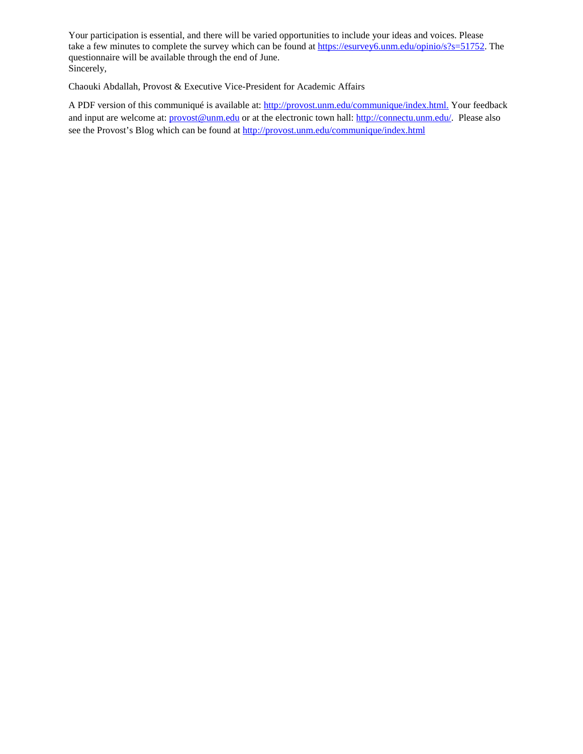Your participation is essential, and there will be varied opportunities to include your ideas and voices. Please take a few minutes to complete the survey which can be found at https://esurvey6.unm.edu/opinio/s?s=51752. The questionnaire will be available through the end of June.

Sincerely,

Chaouki Abdallah, Provost & Executive Vice-President for Academic Affairs

A PDF version of this communiqué is available at: http://provost.unm.edu/communique/index.html. Your feedback and input are welcome at: provost@unm.edu or at the electronic town hall: http://connectu.unm.edu/. Please also see the Provost's Blog which can be found at http://provost.unm.edu/communique/index.html